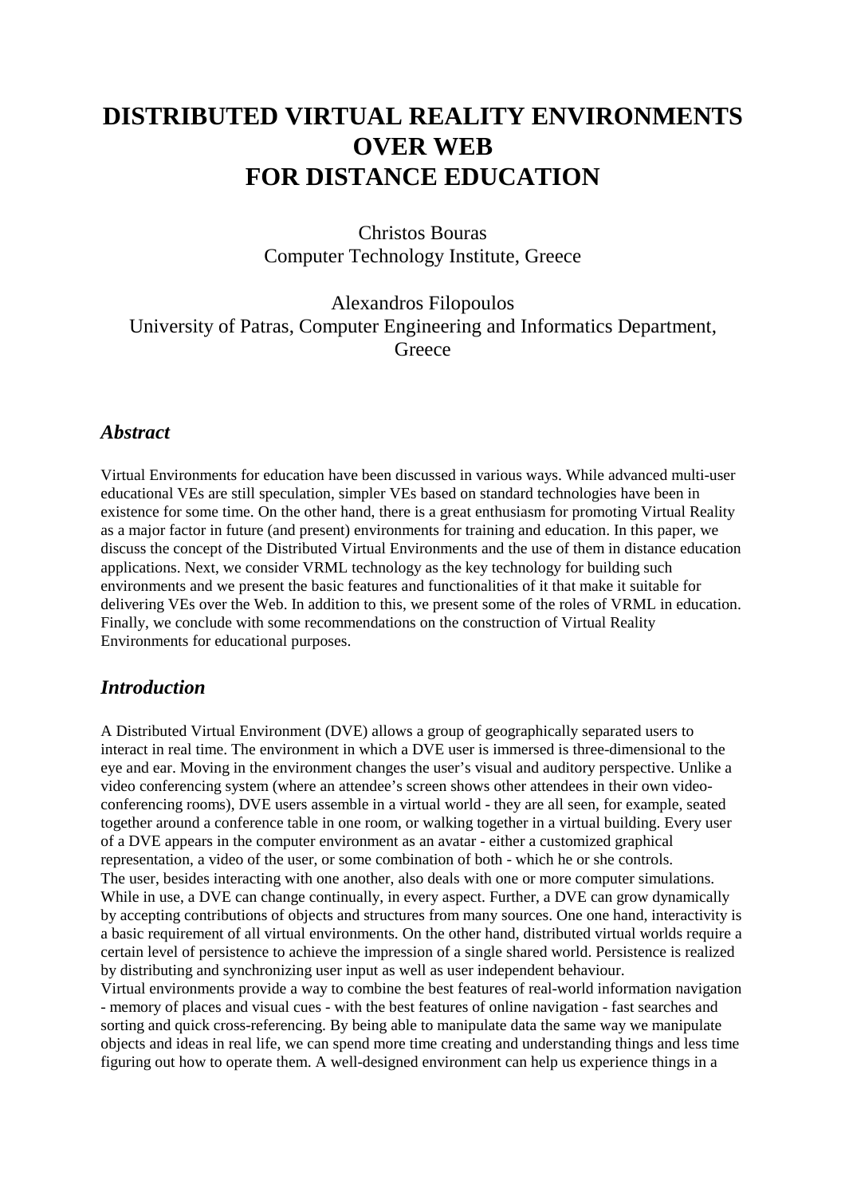# DISTRIBUTED VIRTUAL REALITY ENVIRONMENTS OVER WEB FOR DISTANCE EDUCATION

Christos Bouras
Computer Technology Institute, Greece

Alexandros Filopoulos
University of Patras, Computer Engineering and Informatics Department, Greece

## *Abstract*

Virtual Environments for education have been discussed in various ways. While advanced multi-user educational VEs are still speculation, simpler VEs based on standard technologies have been in existence for some time. On the other hand, there is a great enthusiasm for promoting Virtual Reality as a major factor in future (and present) environments for training and education. In this paper, we discuss the concept of the Distributed Virtual Environments and the use of them in distance education applications. Next, we consider VRML technology as the key technology for building such environments and we present the basic features and functionalities of it that make it suitable for delivering VEs over the Web. In addition to this, we present some of the roles of VRML in education. Finally, we conclude with some recommendations on the construction of Virtual Reality Environments for educational purposes.

## *Introduction*

A Distributed Virtual Environment (DVE) allows a group of geographically separated users to interact in real time. The environment in which a DVE user is immersed is three-dimensional to the eye and ear. Moving in the environment changes the user's visual and auditory perspective. Unlike a video conferencing system (where an attendee's screen shows other attendees in their own video-conferencing rooms), DVE users assemble in a virtual world - they are all seen, for example, seated together around a conference table in one room, or walking together in a virtual building. Every user of a DVE appears in the computer environment as an avatar - either a customized graphical representation, a video of the user, or some combination of both - which he or she controls.
The user, besides interacting with one another, also deals with one or more computer simulations. While in use, a DVE can change continually, in every aspect. Further, a DVE can grow dynamically by accepting contributions of objects and structures from many sources. One one hand, interactivity is a basic requirement of all virtual environments. On the other hand, distributed virtual worlds require a certain level of persistence to achieve the impression of a single shared world. Persistence is realized by distributing and synchronizing user input as well as user independent behaviour.
Virtual environments provide a way to combine the best features of real-world information navigation - memory of places and visual cues - with the best features of online navigation - fast searches and sorting and quick cross-referencing. By being able to manipulate data the same way we manipulate objects and ideas in real life, we can spend more time creating and understanding things and less time figuring out how to operate them. A well-designed environment can help us experience things in a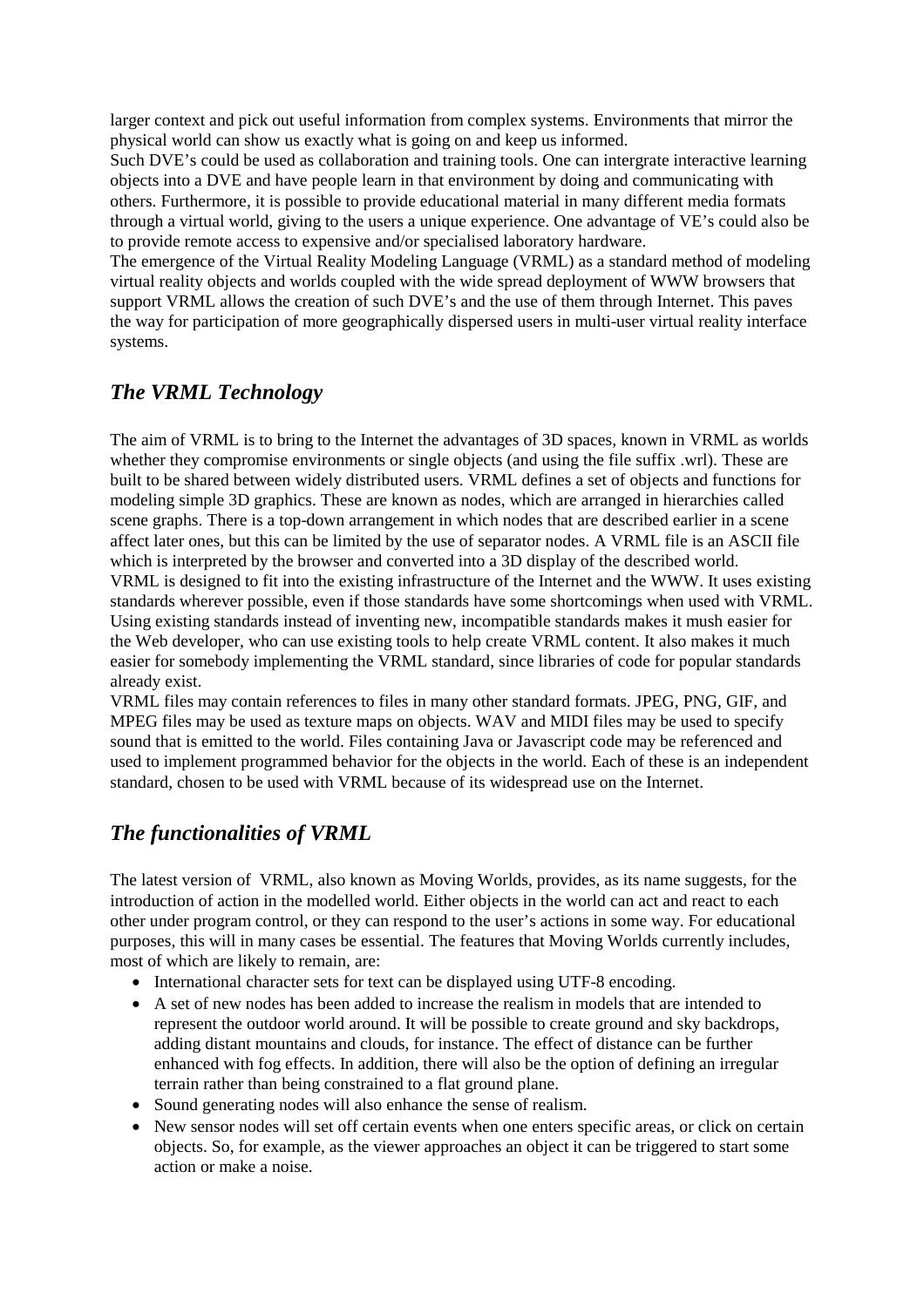larger context and pick out useful information from complex systems. Environments that mirror the physical world can show us exactly what is going on and keep us informed.
Such DVE's could be used as collaboration and training tools. One can intergrate interactive learning objects into a DVE and have people learn in that environment by doing and communicating with others. Furthermore, it is possible to provide educational material in many different media formats through a virtual world, giving to the users a unique experience. One advantage of VE's could also be to provide remote access to expensive and/or specialised laboratory hardware.
The emergence of the Virtual Reality Modeling Language (VRML) as a standard method of modeling virtual reality objects and worlds coupled with the wide spread deployment of WWW browsers that support VRML allows the creation of such DVE's and the use of them through Internet. This paves the way for participation of more geographically dispersed users in multi-user virtual reality interface systems.

## *The VRML Technology*

The aim of VRML is to bring to the Internet the advantages of 3D spaces, known in VRML as worlds whether they compromise environments or single objects (and using the file suffix .wrl). These are built to be shared between widely distributed users. VRML defines a set of objects and functions for modeling simple 3D graphics. These are known as nodes, which are arranged in hierarchies called scene graphs. There is a top-down arrangement in which nodes that are described earlier in a scene affect later ones, but this can be limited by the use of separator nodes. A VRML file is an ASCII file which is interpreted by the browser and converted into a 3D display of the described world.
VRML is designed to fit into the existing infrastructure of the Internet and the WWW. It uses existing standards wherever possible, even if those standards have some shortcomings when used with VRML. Using existing standards instead of inventing new, incompatible standards makes it mush easier for the Web developer, who can use existing tools to help create VRML content. It also makes it much easier for somebody implementing the VRML standard, since libraries of code for popular standards already exist.
VRML files may contain references to files in many other standard formats. JPEG, PNG, GIF, and MPEG files may be used as texture maps on objects. WAV and MIDI files may be used to specify sound that is emitted to the world. Files containing Java or Javascript code may be referenced and used to implement programmed behavior for the objects in the world. Each of these is an independent standard, chosen to be used with VRML because of its widespread use on the Internet.

## *The functionalities of VRML*

The latest version of VRML, also known as Moving Worlds, provides, as its name suggests, for the introduction of action in the modelled world. Either objects in the world can act and react to each other under program control, or they can respond to the user's actions in some way. For educational purposes, this will in many cases be essential. The features that Moving Worlds currently includes, most of which are likely to remain, are:

- International character sets for text can be displayed using UTF-8 encoding.
- A set of new nodes has been added to increase the realism in models that are intended to represent the outdoor world around. It will be possible to create ground and sky backdrops, adding distant mountains and clouds, for instance. The effect of distance can be further enhanced with fog effects. In addition, there will also be the option of defining an irregular terrain rather than being constrained to a flat ground plane.
- Sound generating nodes will also enhance the sense of realism.
- New sensor nodes will set off certain events when one enters specific areas, or click on certain objects. So, for example, as the viewer approaches an object it can be triggered to start some action or make a noise.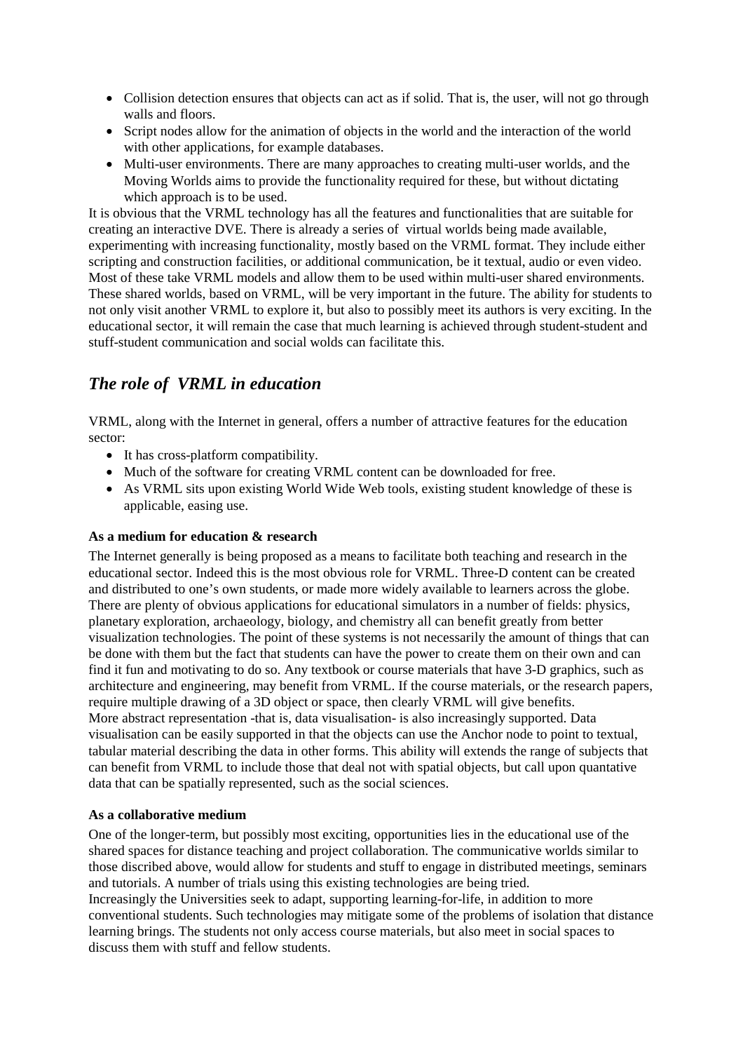- Collision detection ensures that objects can act as if solid. That is, the user, will not go through walls and floors.
- Script nodes allow for the animation of objects in the world and the interaction of the world with other applications, for example databases.
- Multi-user environments. There are many approaches to creating multi-user worlds, and the Moving Worlds aims to provide the functionality required for these, but without dictating which approach is to be used.

It is obvious that the VRML technology has all the features and functionalities that are suitable for creating an interactive DVE. There is already a series of virtual worlds being made available, experimenting with increasing functionality, mostly based on the VRML format. They include either scripting and construction facilities, or additional communication, be it textual, audio or even video. Most of these take VRML models and allow them to be used within multi-user shared environments. These shared worlds, based on VRML, will be very important in the future. The ability for students to not only visit another VRML to explore it, but also to possibly meet its authors is very exciting. In the educational sector, it will remain the case that much learning is achieved through student-student and stuff-student communication and social wolds can facilitate this.

## *The role of VRML in education*

VRML, along with the Internet in general, offers a number of attractive features for the education sector:

- It has cross-platform compatibility.
- Much of the software for creating VRML content can be downloaded for free.
- As VRML sits upon existing World Wide Web tools, existing student knowledge of these is applicable, easing use.

**As a medium for education & research**

The Internet generally is being proposed as a means to facilitate both teaching and research in the educational sector. Indeed this is the most obvious role for VRML. Three-D content can be created and distributed to one's own students, or made more widely available to learners across the globe. There are plenty of obvious applications for educational simulators in a number of fields: physics, planetary exploration, archaeology, biology, and chemistry all can benefit greatly from better visualization technologies. The point of these systems is not necessarily the amount of things that can be done with them but the fact that students can have the power to create them on their own and can find it fun and motivating to do so. Any textbook or course materials that have 3-D graphics, such as architecture and engineering, may benefit from VRML. If the course materials, or the research papers, require multiple drawing of a 3D object or space, then clearly VRML will give benefits.
More abstract representation -that is, data visualisation- is also increasingly supported. Data visualisation can be easily supported in that the objects can use the Anchor node to point to textual, tabular material describing the data in other forms. This ability will extends the range of subjects that can benefit from VRML to include those that deal not with spatial objects, but call upon quantative data that can be spatially represented, such as the social sciences.

**As a collaborative medium**

One of the longer-term, but possibly most exciting, opportunities lies in the educational use of the shared spaces for distance teaching and project collaboration. The communicative worlds similar to those discribed above, would allow for students and stuff to engage in distributed meetings, seminars and tutorials. A number of trials using this existing technologies are being tried.
Increasingly the Universities seek to adapt, supporting learning-for-life, in addition to more conventional students. Such technologies may mitigate some of the problems of isolation that distance learning brings. The students not only access course materials, but also meet in social spaces to discuss them with stuff and fellow students.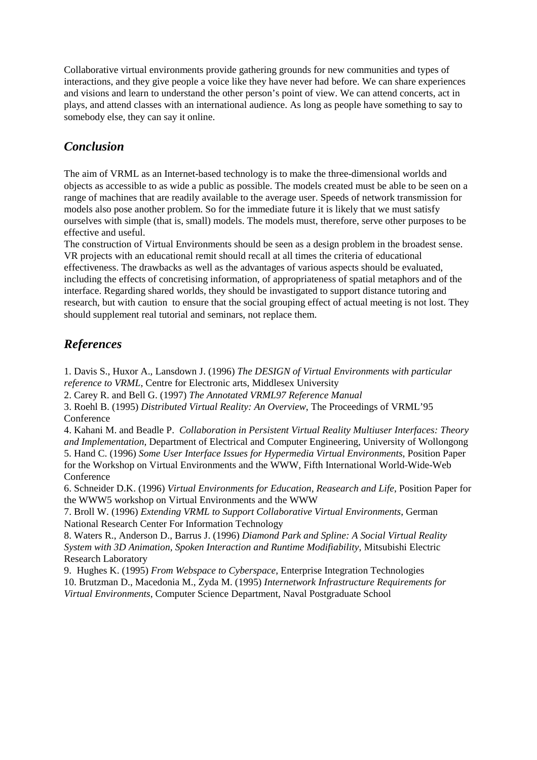Collaborative virtual environments provide gathering grounds for new communities and types of interactions, and they give people a voice like they have never had before. We can share experiences and visions and learn to understand the other person's point of view. We can attend concerts, act in plays, and attend classes with an international audience. As long as people have something to say to somebody else, they can say it online.

## *Conclusion*

The aim of VRML as an Internet-based technology is to make the three-dimensional worlds and objects as accessible to as wide a public as possible. The models created must be able to be seen on a range of machines that are readily available to the average user. Speeds of network transmission for models also pose another problem. So for the immediate future it is likely that we must satisfy ourselves with simple (that is, small) models. The models must, therefore, serve other purposes to be effective and useful.

The construction of Virtual Environments should be seen as a design problem in the broadest sense. VR projects with an educational remit should recall at all times the criteria of educational effectiveness. The drawbacks as well as the advantages of various aspects should be evaluated, including the effects of concretising information, of appropriateness of spatial metaphors and of the interface. Regarding shared worlds, they should be invastigated to support distance tutoring and research, but with caution to ensure that the social grouping effect of actual meeting is not lost. They should supplement real tutorial and seminars, not replace them.

## *References*

1. Davis S., Huxor A., Lansdown J. (1996) *The DESIGN of Virtual Environments with particular reference to VRML*, Centre for Electronic arts, Middlesex University
2. Carey R. and Bell G. (1997) *The Annotated VRML97 Reference Manual*
3. Roehl B. (1995) *Distributed Virtual Reality: An Overview*, The Proceedings of VRML'95 Conference
4. Kahani M. and Beadle P. *Collaboration in Persistent Virtual Reality Multiuser Interfaces: Theory and Implementation*, Department of Electrical and Computer Engineering, University of Wollongong
5. Hand C. (1996) *Some User Interface Issues for Hypermedia Virtual Environments*, Position Paper for the Workshop on Virtual Environments and the WWW, Fifth International World-Wide-Web Conference
6. Schneider D.K. (1996) *Virtual Environments for Education, Reasearch and Life*, Position Paper for the WWW5 workshop on Virtual Environments and the WWW
7. Broll W. (1996) *Extending VRML to Support Collaborative Virtual Environments*, German National Research Center For Information Technology
8. Waters R., Anderson D., Barrus J. (1996) *Diamond Park and Spline: A Social Virtual Reality System with 3D Animation, Spoken Interaction and Runtime Modifiability*, Mitsubishi Electric Research Laboratory
9. Hughes K. (1995) *From Webspace to Cyberspace*, Enterprise Integration Technologies
10. Brutzman D., Macedonia M., Zyda M. (1995) *Internetwork Infrastructure Requirements for Virtual Environments*, Computer Science Department, Naval Postgraduate School